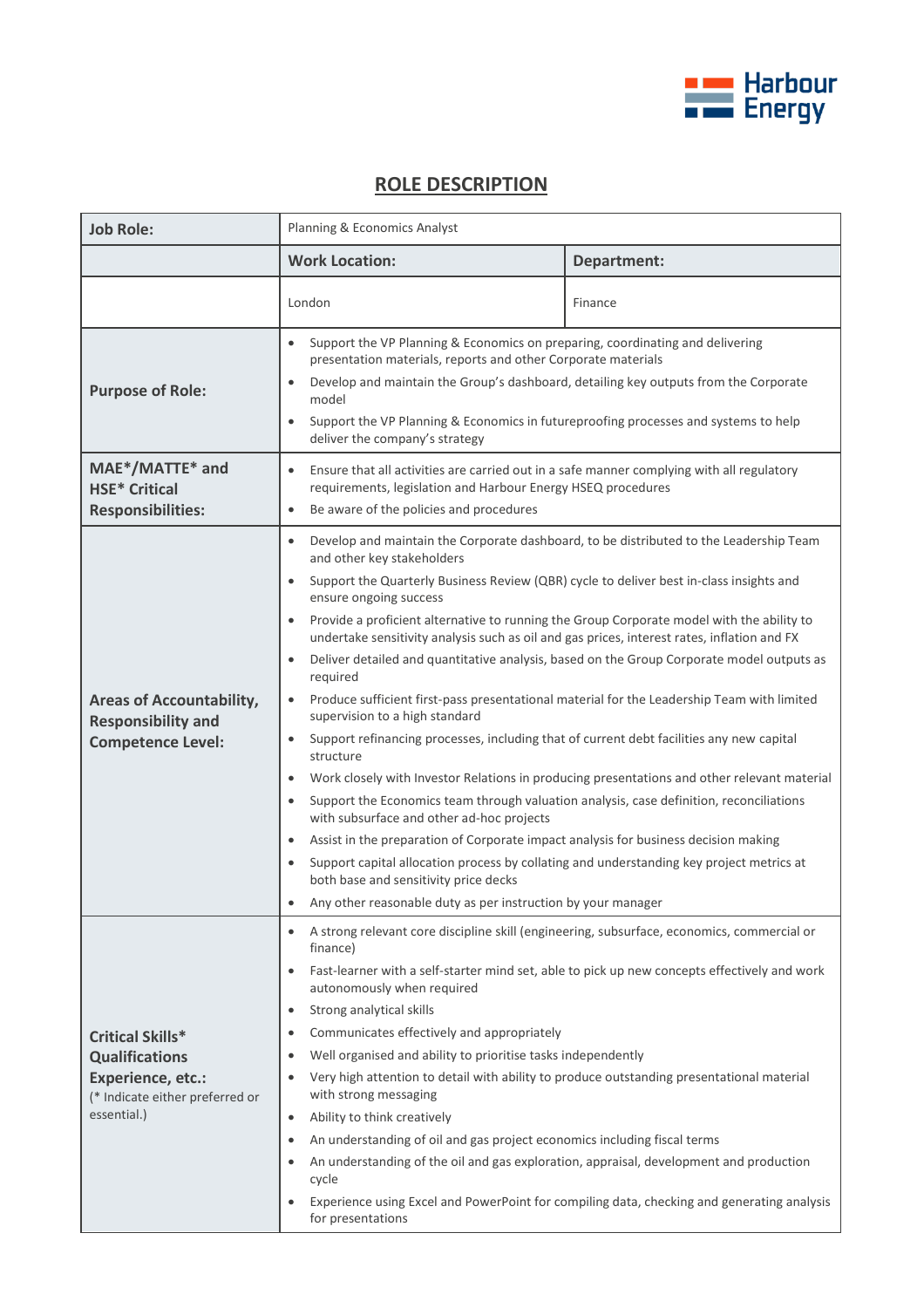Harbour Energy

# ROLE DESCRIPTION

| Job Role: | Planning & Economics Analyst | |
|---|---|---|
| | **Work Location:** | **Department:** |
| | London | Finance |
| **Purpose of Role:** | • Support the VP Planning & Economics on preparing, coordinating and delivering presentation materials, reports and other Corporate materials<br>• Develop and maintain the Group's dashboard, detailing key outputs from the Corporate model<br>• Support the VP Planning & Economics in futureproofing processes and systems to help deliver the company's strategy | |
| **MAE*/MATTE* and HSE* Critical Responsibilities:** | • Ensure that all activities are carried out in a safe manner complying with all regulatory requirements, legislation and Harbour Energy HSEQ procedures<br>• Be aware of the policies and procedures | |
| **Areas of Accountability, Responsibility and Competence Level:** | • Develop and maintain the Corporate dashboard, to be distributed to the Leadership Team and other key stakeholders<br>• Support the Quarterly Business Review (QBR) cycle to deliver best in-class insights and ensure ongoing success<br>• Provide a proficient alternative to running the Group Corporate model with the ability to undertake sensitivity analysis such as oil and gas prices, interest rates, inflation and FX<br>• Deliver detailed and quantitative analysis, based on the Group Corporate model outputs as required<br>• Produce sufficient first-pass presentational material for the Leadership Team with limited supervision to a high standard<br>• Support refinancing processes, including that of current debt facilities any new capital structure<br>• Work closely with Investor Relations in producing presentations and other relevant material<br>• Support the Economics team through valuation analysis, case definition, reconciliations with subsurface and other ad-hoc projects<br>• Assist in the preparation of Corporate impact analysis for business decision making<br>• Support capital allocation process by collating and understanding key project metrics at both base and sensitivity price decks<br>• Any other reasonable duty as per instruction by your manager | |
| **Critical Skills* Qualifications Experience, etc.:** (* Indicate either preferred or essential.) | • A strong relevant core discipline skill (engineering, subsurface, economics, commercial or finance)<br>• Fast-learner with a self-starter mind set, able to pick up new concepts effectively and work autonomously when required<br>• Strong analytical skills<br>• Communicates effectively and appropriately<br>• Well organised and ability to prioritise tasks independently<br>• Very high attention to detail with ability to produce outstanding presentational material with strong messaging<br>• Ability to think creatively<br>• An understanding of oil and gas project economics including fiscal terms<br>• An understanding of the oil and gas exploration, appraisal, development and production cycle<br>• Experience using Excel and PowerPoint for compiling data, checking and generating analysis for presentations | |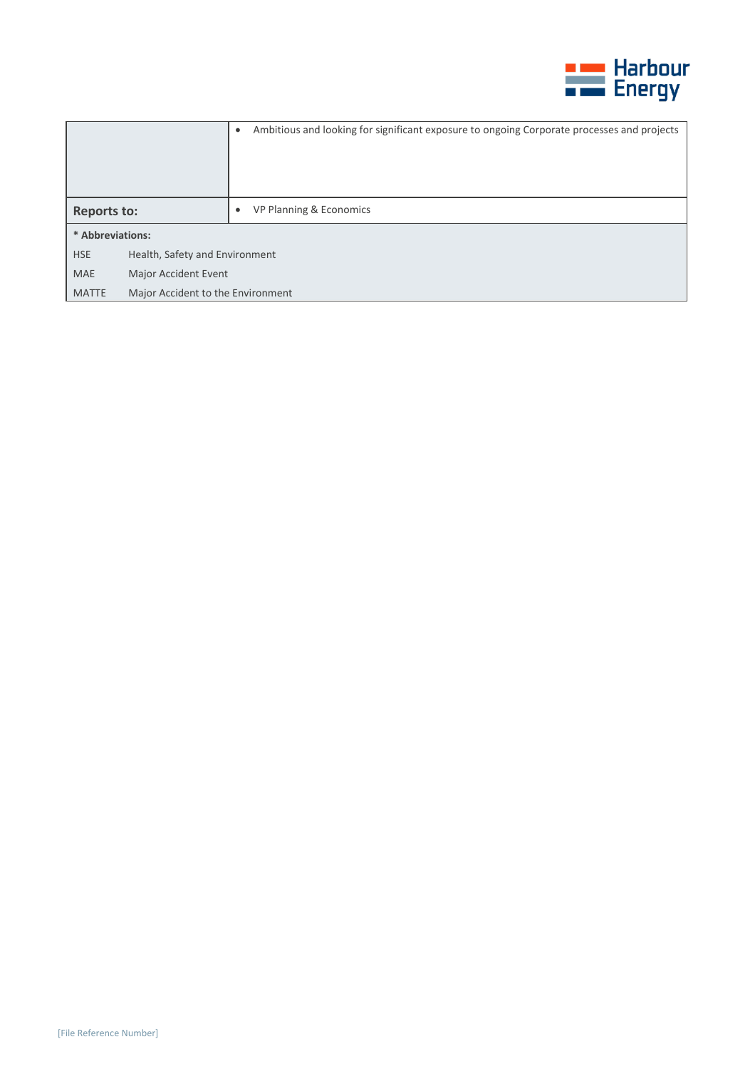| | |
|---|---|
| | • Ambitious and looking for significant exposure to ongoing Corporate processes and projects |
| **Reports to:** | • VP Planning & Economics |

**\* Abbreviations:**

| | |
|---|---|
| HSE | Health, Safety and Environment |
| MAE | Major Accident Event |
| MATTE | Major Accident to the Environment |